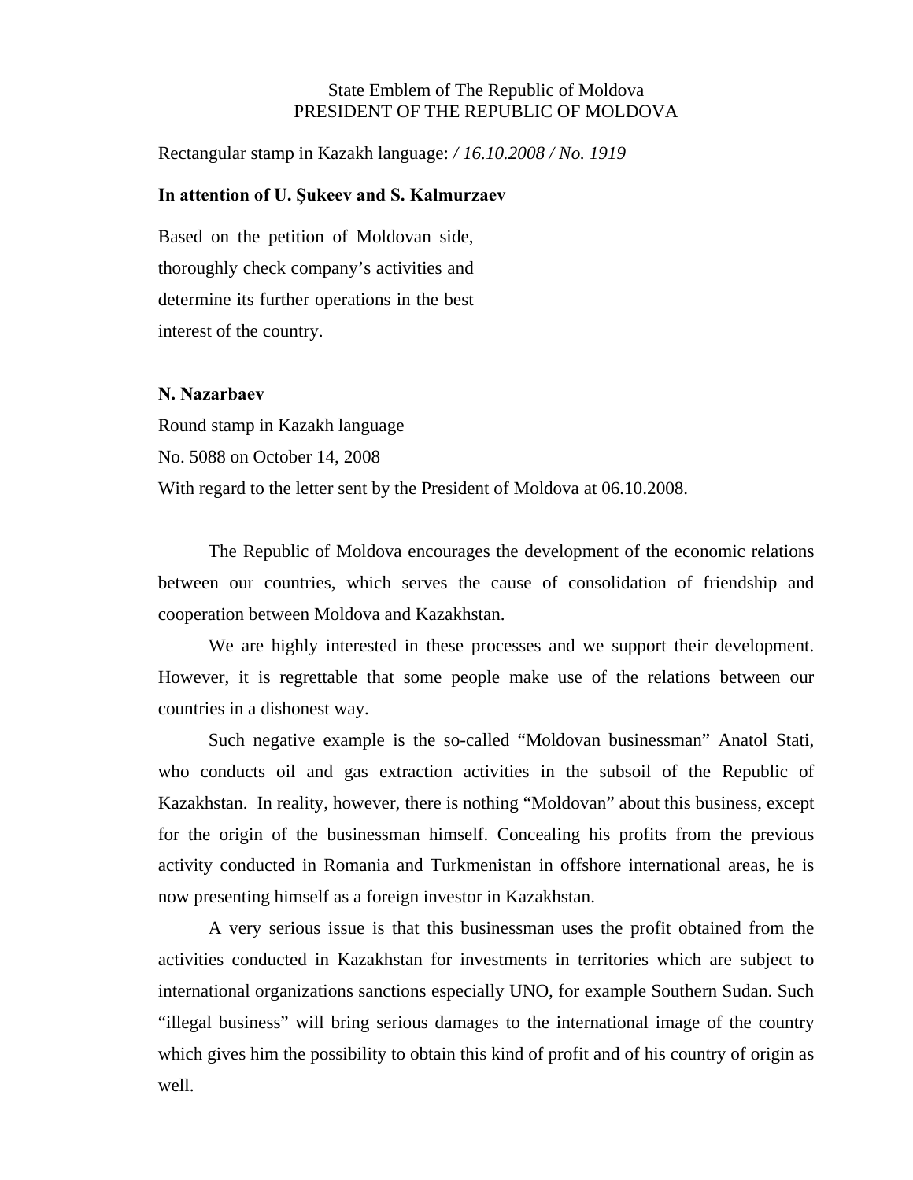State Emblem of The Republic of Moldova
PRESIDENT OF THE REPUBLIC OF MOLDOVA

Rectangular stamp in Kazakh language: */ 16.10.2008 / No. 1919*

**In attention of U. Şukeev and S. Kalmurzaev**

Based on the petition of Moldovan side, thoroughly check company's activities and determine its further operations in the best interest of the country.

**N. Nazarbaev**

Round stamp in Kazakh language

No. 5088 on October 14, 2008

With regard to the letter sent by the President of Moldova at 06.10.2008.

The Republic of Moldova encourages the development of the economic relations between our countries, which serves the cause of consolidation of friendship and cooperation between Moldova and Kazakhstan.

We are highly interested in these processes and we support their development. However, it is regrettable that some people make use of the relations between our countries in a dishonest way.

Such negative example is the so-called "Moldovan businessman" Anatol Stati, who conducts oil and gas extraction activities in the subsoil of the Republic of Kazakhstan. In reality, however, there is nothing "Moldovan" about this business, except for the origin of the businessman himself. Concealing his profits from the previous activity conducted in Romania and Turkmenistan in offshore international areas, he is now presenting himself as a foreign investor in Kazakhstan.

A very serious issue is that this businessman uses the profit obtained from the activities conducted in Kazakhstan for investments in territories which are subject to international organizations sanctions especially UNO, for example Southern Sudan. Such "illegal business" will bring serious damages to the international image of the country which gives him the possibility to obtain this kind of profit and of his country of origin as well.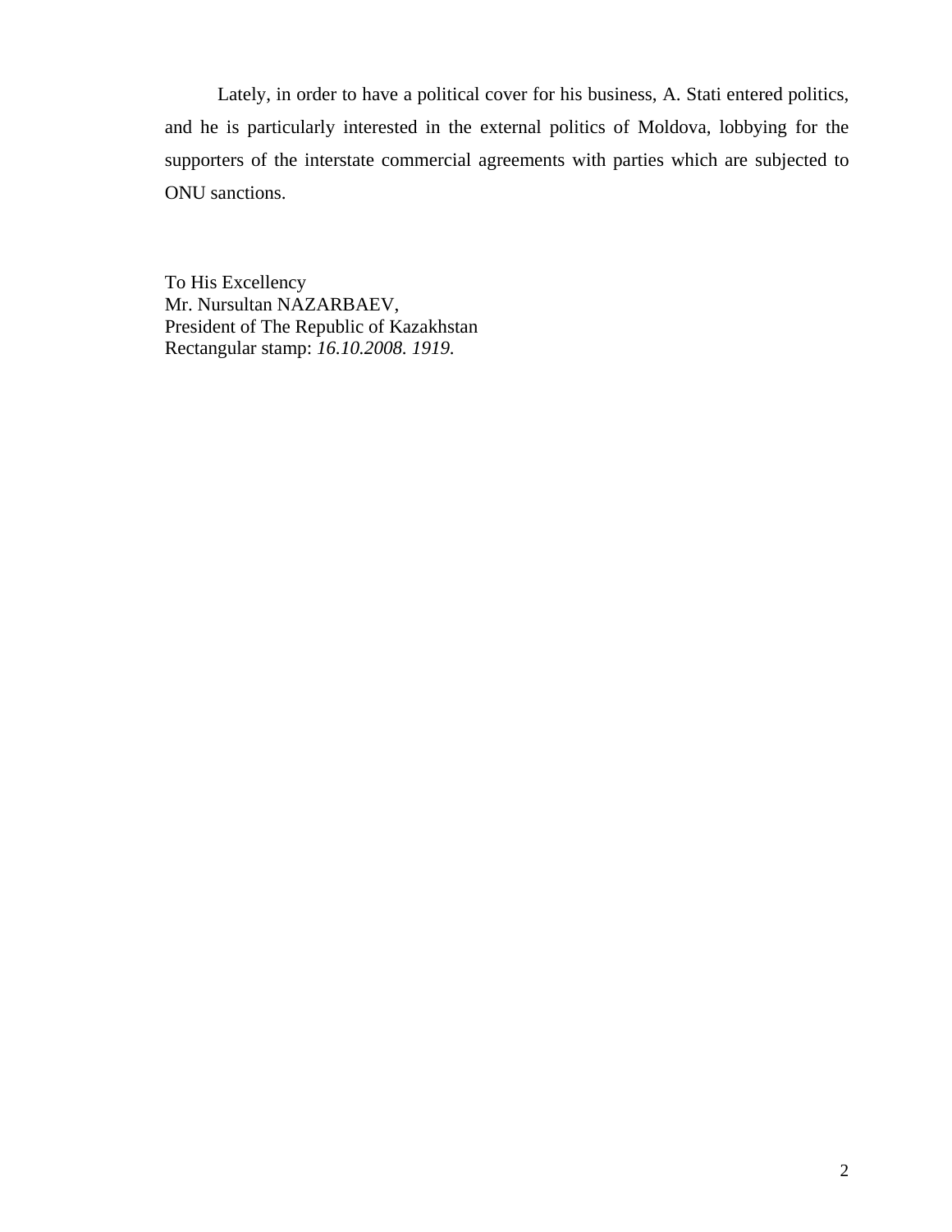Lately, in order to have a political cover for his business, A. Stati entered politics, and he is particularly interested in the external politics of Moldova, lobbying for the supporters of the interstate commercial agreements with parties which are subjected to ONU sanctions.

To His Excellency
Mr. Nursultan NAZARBAEV,
President of The Republic of Kazakhstan
Rectangular stamp: *16.10.2008. 1919.*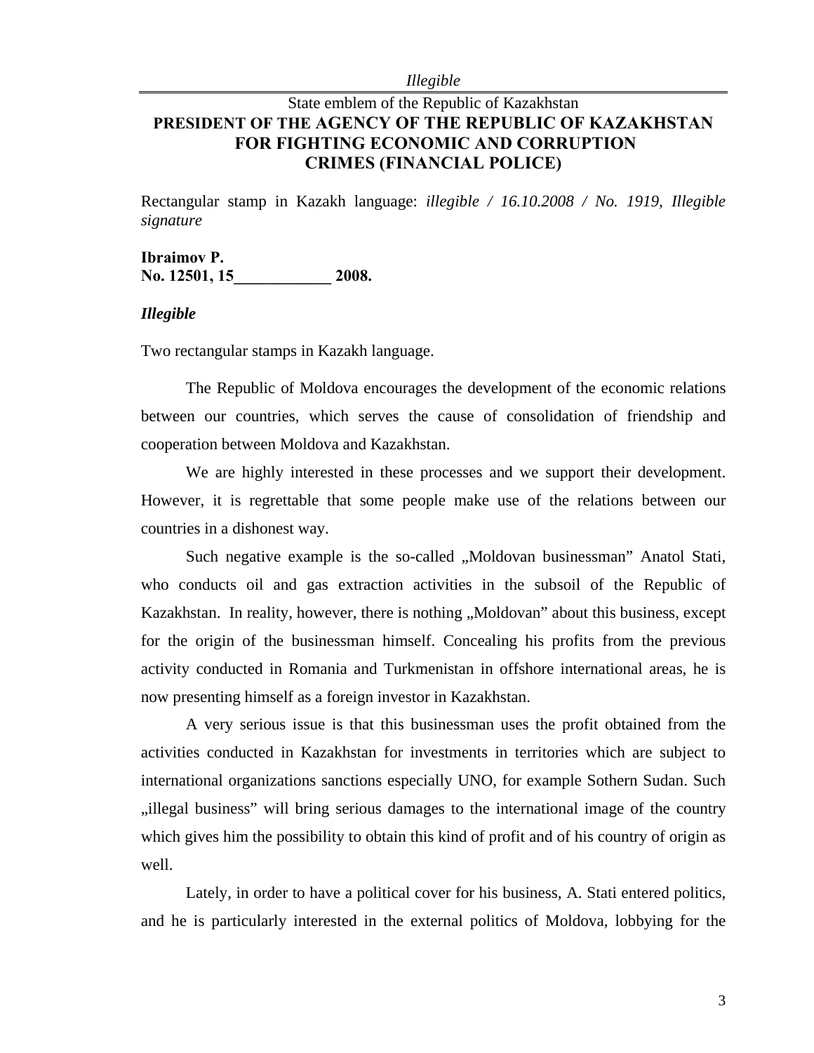*Illegible*

---

State emblem of the Republic of Kazakhstan

**PRESIDENT OF THE AGENCY OF THE REPUBLIC OF KAZAKHSTAN FOR FIGHTING ECONOMIC AND CORRUPTION CRIMES (FINANCIAL POLICE)**

Rectangular stamp in Kazakh language: *illegible / 16.10.2008 / No. 1919, Illegible signature*

**Ibraimov P.**
**No. 12501, 15____________ 2008.**

***Illegible***

Two rectangular stamps in Kazakh language.

The Republic of Moldova encourages the development of the economic relations between our countries, which serves the cause of consolidation of friendship and cooperation between Moldova and Kazakhstan.

We are highly interested in these processes and we support their development. However, it is regrettable that some people make use of the relations between our countries in a dishonest way.

Such negative example is the so-called „Moldovan businessman" Anatol Stati, who conducts oil and gas extraction activities in the subsoil of the Republic of Kazakhstan. In reality, however, there is nothing „Moldovan" about this business, except for the origin of the businessman himself. Concealing his profits from the previous activity conducted in Romania and Turkmenistan in offshore international areas, he is now presenting himself as a foreign investor in Kazakhstan.

A very serious issue is that this businessman uses the profit obtained from the activities conducted in Kazakhstan for investments in territories which are subject to international organizations sanctions especially UNO, for example Sothern Sudan. Such „illegal business" will bring serious damages to the international image of the country which gives him the possibility to obtain this kind of profit and of his country of origin as well.

Lately, in order to have a political cover for his business, A. Stati entered politics, and he is particularly interested in the external politics of Moldova, lobbying for the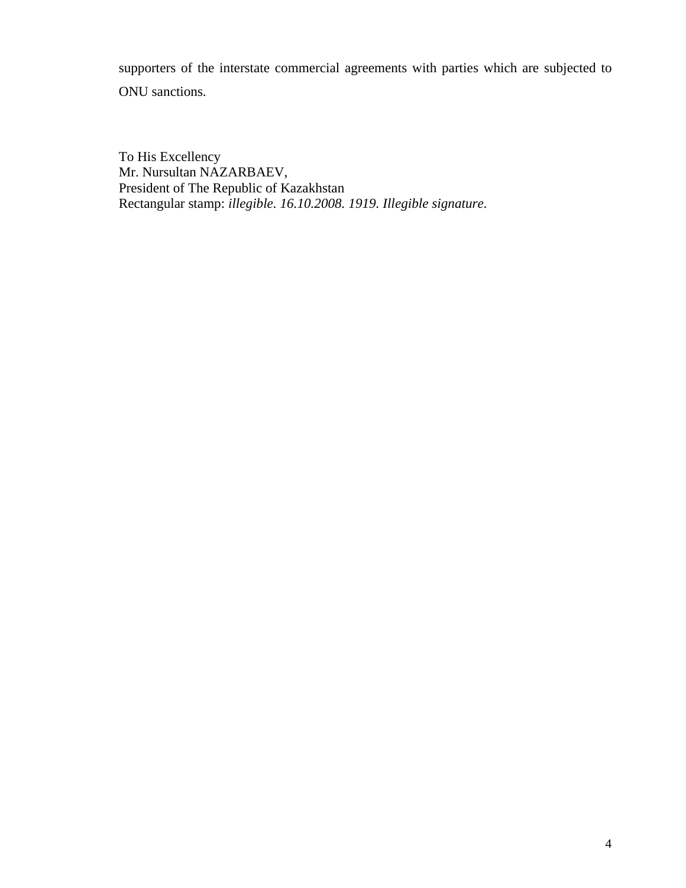supporters of the interstate commercial agreements with parties which are subjected to ONU sanctions.

To His Excellency  
Mr. Nursultan NAZARBAEV,  
President of The Republic of Kazakhstan  
Rectangular stamp: *illegible. 16.10.2008. 1919. Illegible signature.*